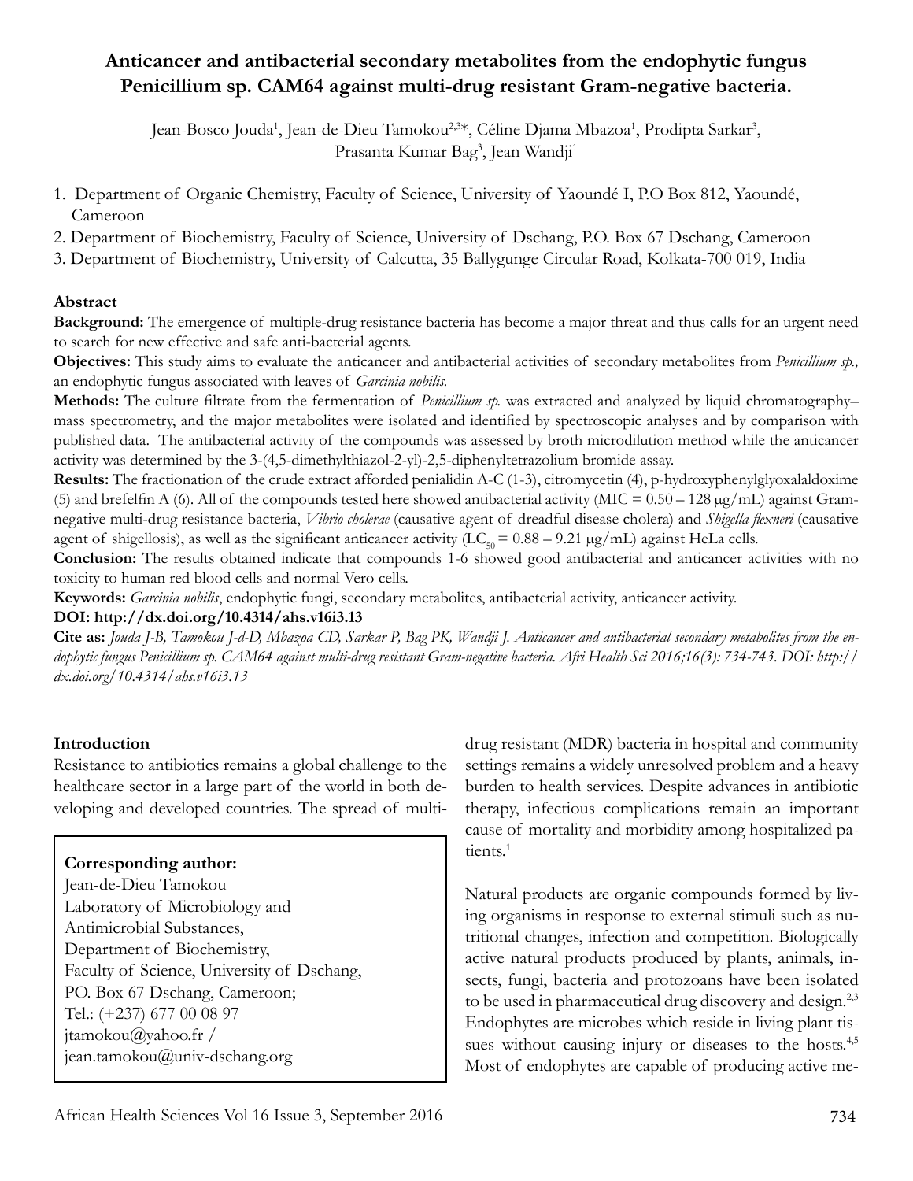# Anticancer and antibacterial secondary metabolites from the endophytic fungus Penicillium sp. CAM64 against multi-drug resistant Gram-negative bacteria.

Jean-Bosco Jouda[1], Jean-de-Dieu Tamokou[2,3]*, Céline Djama Mbazoa[1], Prodipta Sarkar[3], Prasanta Kumar Bag[3], Jean Wandji[1]

1. Department of Organic Chemistry, Faculty of Science, University of Yaoundé I, P.O Box 812, Yaoundé, Cameroon
2. Department of Biochemistry, Faculty of Science, University of Dschang, P.O. Box 67 Dschang, Cameroon
3. Department of Biochemistry, University of Calcutta, 35 Ballygunge Circular Road, Kolkata-700 019, India

## Abstract

**Background:** The emergence of multiple-drug resistance bacteria has become a major threat and thus calls for an urgent need to search for new effective and safe anti-bacterial agents.

**Objectives:** This study aims to evaluate the anticancer and antibacterial activities of secondary metabolites from *Penicillium sp.,* an endophytic fungus associated with leaves of *Garcinia nobilis.*

**Methods:** The culture filtrate from the fermentation of *Penicillium sp.* was extracted and analyzed by liquid chromatography–mass spectrometry, and the major metabolites were isolated and identified by spectroscopic analyses and by comparison with published data. The antibacterial activity of the compounds was assessed by broth microdilution method while the anticancer activity was determined by the 3-(4,5-dimethylthiazol-2-yl)-2,5-diphenyltetrazolium bromide assay.

**Results:** The fractionation of the crude extract afforded penialidin A-C (1-3), citromycetin (4), p-hydroxyphenylglyoxalaldoxime (5) and brefelfin A (6). All of the compounds tested here showed antibacterial activity (MIC = 0.50 – 128 μg/mL) against Gram-negative multi-drug resistance bacteria, *Vibrio cholerae* (causative agent of dreadful disease cholera) and *Shigella flexneri* (causative agent of shigellosis), as well as the significant anticancer activity ($LC_{50}$ = 0.88 – 9.21 μg/mL) against HeLa cells.

**Conclusion:** The results obtained indicate that compounds 1-6 showed good antibacterial and anticancer activities with no toxicity to human red blood cells and normal Vero cells.

**Keywords:** *Garcinia nobilis*, endophytic fungi, secondary metabolites, antibacterial activity, anticancer activity.

**DOI: http://dx.doi.org/10.4314/ahs.v16i3.13**

**Cite as:** *Jouda J-B, Tamokou J-d-D, Mbazoa CD, Sarkar P, Bag PK, Wandji J. Anticancer and antibacterial secondary metabolites from the endophytic fungus Penicillium sp. CAM64 against multi-drug resistant Gram-negative bacteria. Afri Health Sci 2016;16(3): 734-743. DOI: http://dx.doi.org/10.4314/ahs.v16i3.13*

## Introduction

Resistance to antibiotics remains a global challenge to the healthcare sector in a large part of the world in both developing and developed countries. The spread of multi-drug resistant (MDR) bacteria in hospital and community settings remains a widely unresolved problem and a heavy burden to health services. Despite advances in antibiotic therapy, infectious complications remain an important cause of mortality and morbidity among hospitalized patients.[1]

**Corresponding author:**
Jean-de-Dieu Tamokou
Laboratory of Microbiology and Antimicrobial Substances,
Department of Biochemistry,
Faculty of Science, University of Dschang,
PO. Box 67 Dschang, Cameroon;
Tel.: (+237) 677 00 08 97
jtamokou@yahoo.fr /
jean.tamokou@univ-dschang.org

Natural products are organic compounds formed by living organisms in response to external stimuli such as nutritional changes, infection and competition. Biologically active natural products produced by plants, animals, insects, fungi, bacteria and protozoans have been isolated to be used in pharmaceutical drug discovery and design.[2,3] Endophytes are microbes which reside in living plant tissues without causing injury or diseases to the hosts.[4,5] Most of endophytes are capable of producing active me-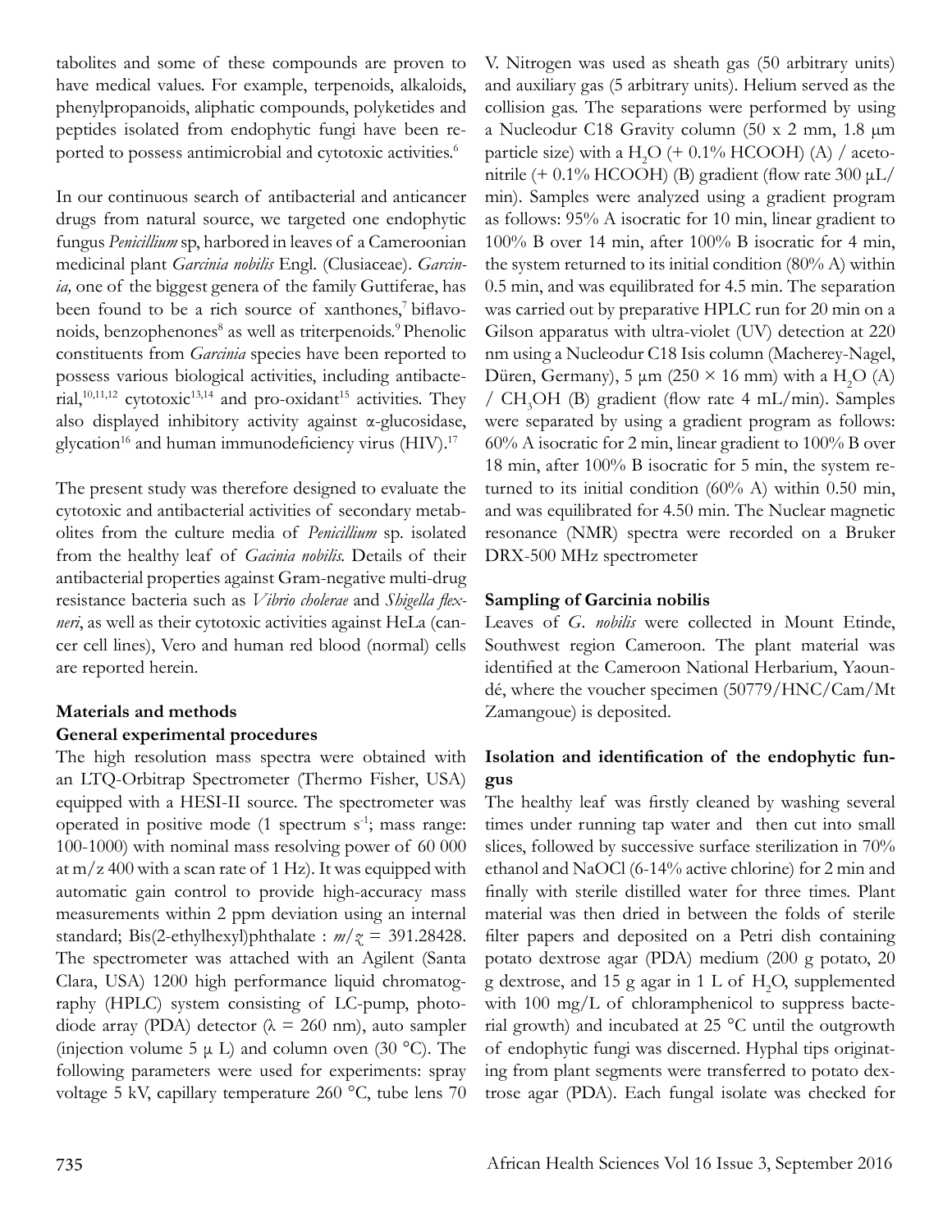tabolites and some of these compounds are proven to have medical values. For example, terpenoids, alkaloids, phenylpropanoids, aliphatic compounds, polyketides and peptides isolated from endophytic fungi have been reported to possess antimicrobial and cytotoxic activities.[6]

In our continuous search of antibacterial and anticancer drugs from natural source, we targeted one endophytic fungus *Penicillium* sp, harbored in leaves of a Cameroonian medicinal plant *Garcinia nobilis* Engl. (Clusiaceae). *Garcinia,* one of the biggest genera of the family Guttiferae, has been found to be a rich source of xanthones,[7] biflavonoids, benzophenones[8] as well as triterpenoids.[9] Phenolic constituents from *Garcinia* species have been reported to possess various biological activities, including antibacterial,[10,11,12] cytotoxic[13,14] and pro-oxidant[15] activities. They also displayed inhibitory activity against α-glucosidase, glycation[16] and human immunodeficiency virus (HIV).[17]

The present study was therefore designed to evaluate the cytotoxic and antibacterial activities of secondary metabolites from the culture media of *Penicillium* sp. isolated from the healthy leaf of *Gacinia nobilis*. Details of their antibacterial properties against Gram-negative multi-drug resistance bacteria such as *Vibrio cholerae* and *Shigella flexneri*, as well as their cytotoxic activities against HeLa (cancer cell lines), Vero and human red blood (normal) cells are reported herein.

## Materials and methods

### General experimental procedures

The high resolution mass spectra were obtained with an LTQ-Orbitrap Spectrometer (Thermo Fisher, USA) equipped with a HESI-II source. The spectrometer was operated in positive mode (1 spectrum $s^{-1}$; mass range: 100-1000) with nominal mass resolving power of 60 000 at m/z 400 with a scan rate of 1 Hz). It was equipped with automatic gain control to provide high-accuracy mass measurements within 2 ppm deviation using an internal standard; Bis(2-ethylhexyl)phthalate : *m/z* = 391.28428. The spectrometer was attached with an Agilent (Santa Clara, USA) 1200 high performance liquid chromatography (HPLC) system consisting of LC-pump, photodiode array (PDA) detector (λ = 260 nm), auto sampler (injection volume 5 μ L) and column oven (30 °C). The following parameters were used for experiments: spray voltage 5 kV, capillary temperature 260 °C, tube lens 70 V. Nitrogen was used as sheath gas (50 arbitrary units) and auxiliary gas (5 arbitrary units). Helium served as the collision gas. The separations were performed by using a Nucleodur C18 Gravity column (50 x 2 mm, 1.8 μm particle size) with a $H_2O$ (+ 0.1% HCOOH) (A) / acetonitrile (+ 0.1% HCOOH) (B) gradient (flow rate 300 μL/min). Samples were analyzed using a gradient program as follows: 95% A isocratic for 10 min, linear gradient to 100% B over 14 min, after 100% B isocratic for 4 min, the system returned to its initial condition (80% A) within 0.5 min, and was equilibrated for 4.5 min. The separation was carried out by preparative HPLC run for 20 min on a Gilson apparatus with ultra-violet (UV) detection at 220 nm using a Nucleodur C18 Isis column (Macherey-Nagel, Düren, Germany), 5 μm (250 × 16 mm) with a $H_2O$ (A) / $CH_3OH$ (B) gradient (flow rate 4 mL/min). Samples were separated by using a gradient program as follows: 60% A isocratic for 2 min, linear gradient to 100% B over 18 min, after 100% B isocratic for 5 min, the system returned to its initial condition (60% A) within 0.50 min, and was equilibrated for 4.50 min. The Nuclear magnetic resonance (NMR) spectra were recorded on a Bruker DRX-500 MHz spectrometer

### Sampling of Garcinia nobilis

Leaves of *G. nobilis* were collected in Mount Etinde, Southwest region Cameroon. The plant material was identified at the Cameroon National Herbarium, Yaoundé, where the voucher specimen (50779/HNC/Cam/Mt Zamangoue) is deposited.

### Isolation and identification of the endophytic fungus

The healthy leaf was firstly cleaned by washing several times under running tap water and then cut into small slices, followed by successive surface sterilization in 70% ethanol and NaOCl (6-14% active chlorine) for 2 min and finally with sterile distilled water for three times. Plant material was then dried in between the folds of sterile filter papers and deposited on a Petri dish containing potato dextrose agar (PDA) medium (200 g potato, 20 g dextrose, and 15 g agar in 1 L of $H_2O$, supplemented with 100 mg/L of chloramphenicol to suppress bacterial growth) and incubated at 25 °C until the outgrowth of endophytic fungi was discerned. Hyphal tips originating from plant segments were transferred to potato dextrose agar (PDA). Each fungal isolate was checked for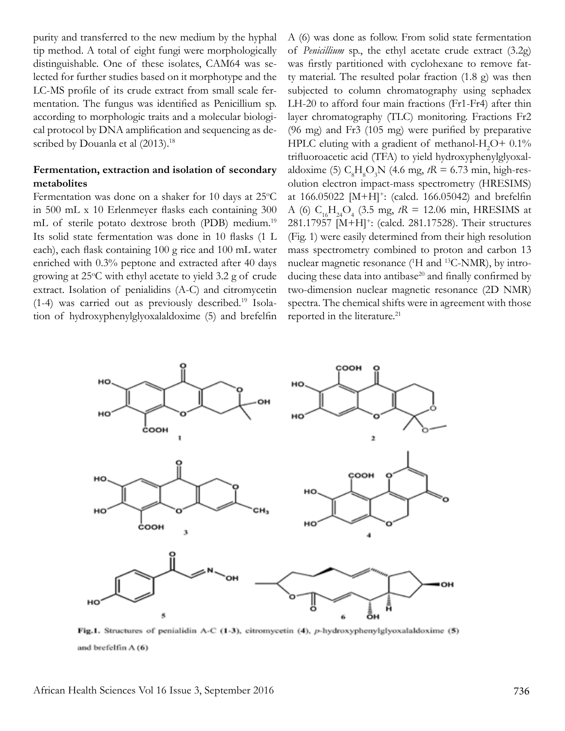purity and transferred to the new medium by the hyphal tip method. A total of eight fungi were morphologically distinguishable. One of these isolates, CAM64 was selected for further studies based on it morphotype and the LC-MS profile of its crude extract from small scale fermentation. The fungus was identified as Penicillium sp. according to morphologic traits and a molecular biological protocol by DNA amplification and sequencing as described by Douanla et al (2013).[18]

### Fermentation, extraction and isolation of secondary metabolites

Fermentation was done on a shaker for 10 days at 25°C in 500 mL x 10 Erlenmeyer flasks each containing 300 mL of sterile potato dextrose broth (PDB) medium.[19] Its solid state fermentation was done in 10 flasks (1 L each), each flask containing 100 g rice and 100 mL water enriched with 0.3% peptone and extracted after 40 days growing at 25°C with ethyl acetate to yield 3.2 g of crude extract. Isolation of penialidins (A-C) and citromycetin (1-4) was carried out as previously described.[19] Isolation of hydroxyphenylglyoxalaldoxime (5) and brefelfin A (6) was done as follow. From solid state fermentation of *Penicillium* sp., the ethyl acetate crude extract (3.2g) was firstly partitioned with cyclohexane to remove fatty material. The resulted polar fraction (1.8 g) was then subjected to column chromatography using sephadex LH-20 to afford four main fractions (Fr1-Fr4) after thin layer chromatography (TLC) monitoring. Fractions Fr2 (96 mg) and Fr3 (105 mg) were purified by preparative HPLC eluting with a gradient of methanol-$H_2O$+ 0.1% trifluoroacetic acid (TFA) to yield hydroxyphenylglyoxalaldoxime (5) $C_8H_8O_3N$ (4.6 mg, *tR* = 6.73 min, high-resolution electron impact-mass spectrometry (HRESIMS) at 166.05022 $[M+H]^+$: (calcd. 166.05042) and brefelfin A (6) $C_{16}H_{24}O_4$ (3.5 mg, *tR* = 12.06 min, HRESIMS at 281.17957 $[M+H]^+$: (calcd. 281.17528). Their structures (Fig. 1) were easily determined from their high resolution mass spectrometry combined to proton and carbon 13 nuclear magnetic resonance ($^1H$ and $^{13}C$-NMR), by introducing these data into antibase[20] and finally confirmed by two-dimension nuclear magnetic resonance (2D NMR) spectra. The chemical shifts were in agreement with those reported in the literature.[21]

**Fig.1.** Structures of penialidin A-C (1-3), citromycetin (4), *p*-hydroxyphenylglyoxalaldoxime (5) and brefelfin A (6)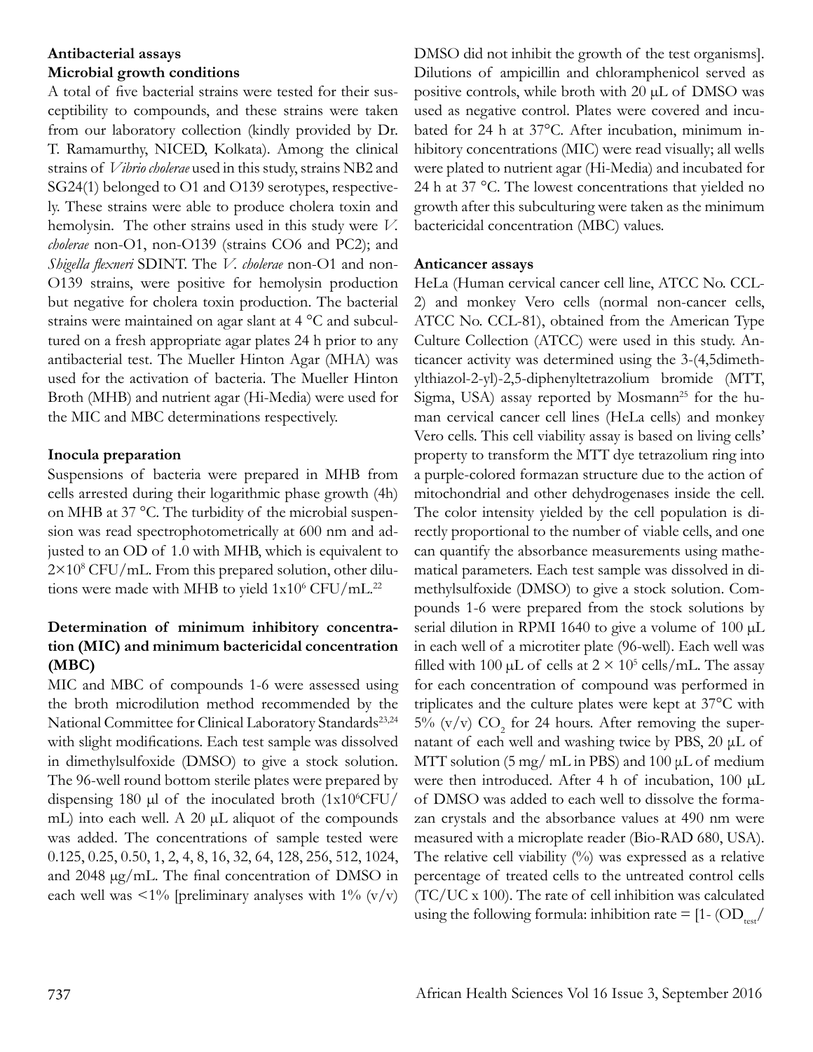### Antibacterial assays

#### Microbial growth conditions

A total of five bacterial strains were tested for their susceptibility to compounds, and these strains were taken from our laboratory collection (kindly provided by Dr. T. Ramamurthy, NICED, Kolkata). Among the clinical strains of *Vibrio cholerae* used in this study, strains NB2 and SG24(1) belonged to O1 and O139 serotypes, respectively. These strains were able to produce cholera toxin and hemolysin. The other strains used in this study were *V. cholerae* non-O1, non-O139 (strains CO6 and PC2); and *Shigella flexneri* SDINT. The *V. cholerae* non-O1 and non-O139 strains, were positive for hemolysin production but negative for cholera toxin production. The bacterial strains were maintained on agar slant at 4 °C and subcultured on a fresh appropriate agar plates 24 h prior to any antibacterial test. The Mueller Hinton Agar (MHA) was used for the activation of bacteria. The Mueller Hinton Broth (MHB) and nutrient agar (Hi-Media) were used for the MIC and MBC determinations respectively.

#### Inocula preparation

Suspensions of bacteria were prepared in MHB from cells arrested during their logarithmic phase growth (4h) on MHB at 37 °C. The turbidity of the microbial suspension was read spectrophotometrically at 600 nm and adjusted to an OD of 1.0 with MHB, which is equivalent to $2\times10^{8}$ CFU/mL. From this prepared solution, other dilutions were made with MHB to yield $1\times10^{6}$ CFU/mL.[22]

#### Determination of minimum inhibitory concentration (MIC) and minimum bactericidal concentration (MBC)

MIC and MBC of compounds 1-6 were assessed using the broth microdilution method recommended by the National Committee for Clinical Laboratory Standards[23,24] with slight modifications. Each test sample was dissolved in dimethylsulfoxide (DMSO) to give a stock solution. The 96-well round bottom sterile plates were prepared by dispensing 180 μl of the inoculated broth ($1\times10^{6}$CFU/mL) into each well. A 20 μL aliquot of the compounds was added. The concentrations of sample tested were 0.125, 0.25, 0.50, 1, 2, 4, 8, 16, 32, 64, 128, 256, 512, 1024, and 2048 μg/mL. The final concentration of DMSO in each well was <1% [preliminary analyses with 1% (v/v) DMSO did not inhibit the growth of the test organisms]. Dilutions of ampicillin and chloramphenicol served as positive controls, while broth with 20 μL of DMSO was used as negative control. Plates were covered and incubated for 24 h at 37°C. After incubation, minimum inhibitory concentrations (MIC) were read visually; all wells were plated to nutrient agar (Hi-Media) and incubated for 24 h at 37 °C. The lowest concentrations that yielded no growth after this subculturing were taken as the minimum bactericidal concentration (MBC) values.

### Anticancer assays

HeLa (Human cervical cancer cell line, ATCC No. CCL-2) and monkey Vero cells (normal non-cancer cells, ATCC No. CCL-81), obtained from the American Type Culture Collection (ATCC) were used in this study. Anticancer activity was determined using the 3-(4,5dimethylthiazol-2-yl)-2,5-diphenyltetrazolium bromide (MTT, Sigma, USA) assay reported by Mosmann[25] for the human cervical cancer cell lines (HeLa cells) and monkey Vero cells. This cell viability assay is based on living cells' property to transform the MTT dye tetrazolium ring into a purple-colored formazan structure due to the action of mitochondrial and other dehydrogenases inside the cell. The color intensity yielded by the cell population is directly proportional to the number of viable cells, and one can quantify the absorbance measurements using mathematical parameters. Each test sample was dissolved in dimethylsulfoxide (DMSO) to give a stock solution. Compounds 1-6 were prepared from the stock solutions by serial dilution in RPMI 1640 to give a volume of 100 μL in each well of a microtiter plate (96-well). Each well was filled with 100 μL of cells at $2 \times 10^{5}$ cells/mL. The assay for each concentration of compound was performed in triplicates and the culture plates were kept at 37°C with 5% (v/v) $CO_2$ for 24 hours. After removing the supernatant of each well and washing twice by PBS, 20 μL of MTT solution (5 mg/ mL in PBS) and 100 μL of medium were then introduced. After 4 h of incubation, 100 μL of DMSO was added to each well to dissolve the formazan crystals and the absorbance values at 490 nm were measured with a microplate reader (Bio-RAD 680, USA). The relative cell viability (%) was expressed as a relative percentage of treated cells to the untreated control cells (TC/UC x 100). The rate of cell inhibition was calculated using the following formula: inhibition rate = [1- ($OD_{test}$/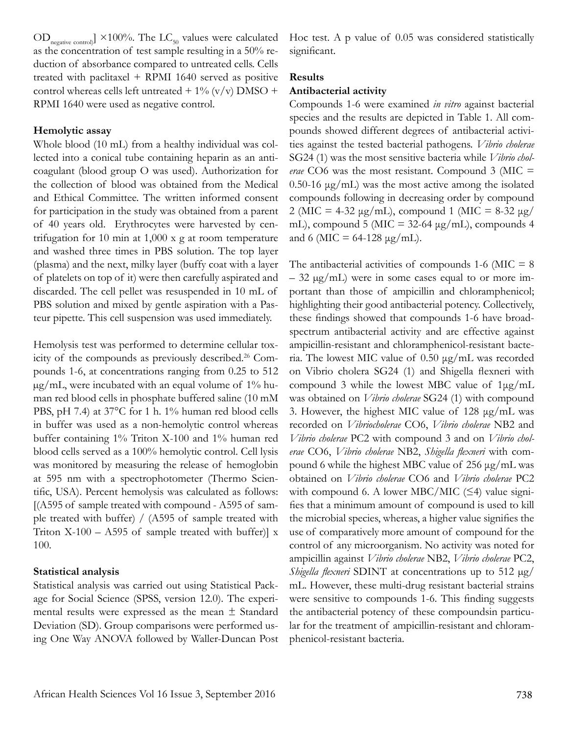$OD_{negative\ control})] \times 100\%$. The $LC_{50}$ values were calculated as the concentration of test sample resulting in a 50% reduction of absorbance compared to untreated cells. Cells treated with paclitaxel + RPMI 1640 served as positive control whereas cells left untreated + 1% (v/v) DMSO + RPMI 1640 were used as negative control.

### Hemolytic assay

Whole blood (10 mL) from a healthy individual was collected into a conical tube containing heparin as an anticoagulant (blood group O was used). Authorization for the collection of blood was obtained from the Medical and Ethical Committee. The written informed consent for participation in the study was obtained from a parent of 40 years old. Erythrocytes were harvested by centrifugation for 10 min at 1,000 x g at room temperature and washed three times in PBS solution. The top layer (plasma) and the next, milky layer (buffy coat with a layer of platelets on top of it) were then carefully aspirated and discarded. The cell pellet was resuspended in 10 mL of PBS solution and mixed by gentle aspiration with a Pasteur pipette. This cell suspension was used immediately.

Hemolysis test was performed to determine cellular toxicity of the compounds as previously described.[26] Compounds 1-6, at concentrations ranging from 0.25 to 512 µg/mL, were incubated with an equal volume of 1% human red blood cells in phosphate buffered saline (10 mM PBS, pH 7.4) at 37°C for 1 h. 1% human red blood cells in buffer was used as a non-hemolytic control whereas buffer containing 1% Triton X-100 and 1% human red blood cells served as a 100% hemolytic control. Cell lysis was monitored by measuring the release of hemoglobin at 595 nm with a spectrophotometer (Thermo Scientific, USA). Percent hemolysis was calculated as follows: [(A595 of sample treated with compound - A595 of sample treated with buffer) / (A595 of sample treated with Triton X-100 – A595 of sample treated with buffer)] x 100.

### Statistical analysis

Statistical analysis was carried out using Statistical Package for Social Science (SPSS, version 12.0). The experimental results were expressed as the mean ± Standard Deviation (SD). Group comparisons were performed using One Way ANOVA followed by Waller-Duncan Post Hoc test. A p value of 0.05 was considered statistically significant.

## Results

### Antibacterial activity

Compounds 1-6 were examined *in vitro* against bacterial species and the results are depicted in Table 1. All compounds showed different degrees of antibacterial activities against the tested bacterial pathogens. *Vibrio cholerae* SG24 (1) was the most sensitive bacteria while *Vibrio cholerae* CO6 was the most resistant. Compound 3 (MIC = 0.50-16 µg/mL) was the most active among the isolated compounds following in decreasing order by compound 2 (MIC = 4-32 µg/mL), compound 1 (MIC = 8-32 µg/mL), compound 5 (MIC = 32-64 µg/mL), compounds 4 and 6 (MIC = 64-128 µg/mL).

The antibacterial activities of compounds 1-6 (MIC = 8 – 32 µg/mL) were in some cases equal to or more important than those of ampicillin and chloramphenicol; highlighting their good antibacterial potency. Collectively, these findings showed that compounds 1-6 have broad-spectrum antibacterial activity and are effective against ampicillin-resistant and chloramphenicol-resistant bacteria. The lowest MIC value of 0.50 µg/mL was recorded on Vibrio cholera SG24 (1) and Shigella flexneri with compound 3 while the lowest MBC value of 1µg/mL was obtained on *Vibrio cholerae* SG24 (1) with compound 3. However, the highest MIC value of 128 µg/mL was recorded on *Vibriocholerae* CO6, *Vibrio cholerae* NB2 and *Vibrio cholerae* PC2 with compound 3 and on *Vibrio cholerae* CO6, *Vibrio cholerae* NB2, *Shigella flexneri* with compound 6 while the highest MBC value of 256 µg/mL was obtained on *Vibrio cholerae* CO6 and *Vibrio cholerae* PC2 with compound 6. A lower MBC/MIC (≤4) value signifies that a minimum amount of compound is used to kill the microbial species, whereas, a higher value signifies the use of comparatively more amount of compound for the control of any microorganism. No activity was noted for ampicillin against *Vibrio cholerae* NB2, *Vibrio cholerae* PC2, *Shigella flexneri* SDINT at concentrations up to 512 µg/mL. However, these multi-drug resistant bacterial strains were sensitive to compounds 1-6. This finding suggests the antibacterial potency of these compoundsin particular for the treatment of ampicillin-resistant and chloramphenicol-resistant bacteria.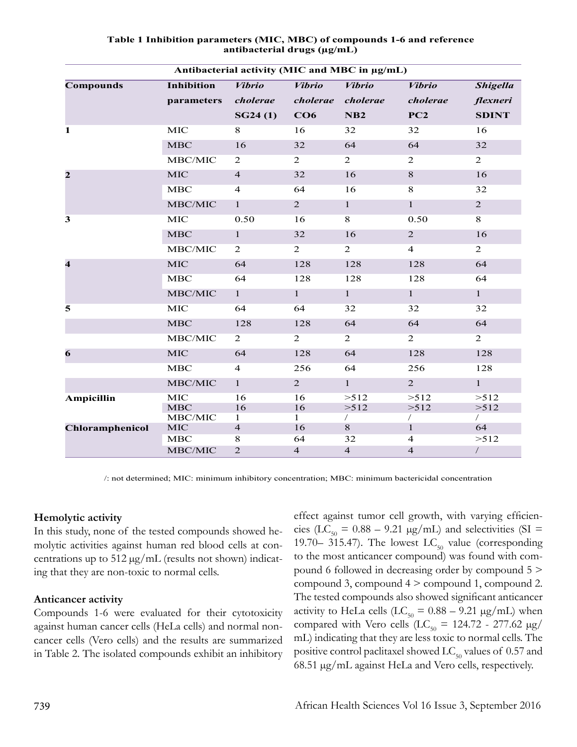**Table 1 Inhibition parameters (MIC, MBC) of compounds 1-6 and reference antibacterial drugs (μg/mL)**

| Antibacterial activity (MIC and MBC in μg/mL) | | | | | | |
|---|---|---|---|---|---|---|
| **Compounds** | **Inhibition parameters** | ***Vibrio cholerae* SG24 (1)** | ***Vibrio cholerae* CO6** | ***Vibrio cholerae* NB2** | ***Vibrio cholerae* PC2** | ***Shigella flexneri* SDINT** |
| **1** | MIC | 8 | 16 | 32 | 32 | 16 |
| | MBC | 16 | 32 | 64 | 64 | 32 |
| | MBC/MIC | 2 | 2 | 2 | 2 | 2 |
| **2** | MIC | 4 | 32 | 16 | 8 | 16 |
| | MBC | 4 | 64 | 16 | 8 | 32 |
| | MBC/MIC | 1 | 2 | 1 | 1 | 2 |
| **3** | MIC | 0.50 | 16 | 8 | 0.50 | 8 |
| | MBC | 1 | 32 | 16 | 2 | 16 |
| | MBC/MIC | 2 | 2 | 2 | 4 | 2 |
| **4** | MIC | 64 | 128 | 128 | 128 | 64 |
| | MBC | 64 | 128 | 128 | 128 | 64 |
| | MBC/MIC | 1 | 1 | 1 | 1 | 1 |
| **5** | MIC | 64 | 64 | 32 | 32 | 32 |
| | MBC | 128 | 128 | 64 | 64 | 64 |
| | MBC/MIC | 2 | 2 | 2 | 2 | 2 |
| **6** | MIC | 64 | 128 | 64 | 128 | 128 |
| | MBC | 4 | 256 | 64 | 256 | 128 |
| | MBC/MIC | 1 | 2 | 1 | 2 | 1 |
| **Ampicillin** | MIC | 16 | 16 | >512 | >512 | >512 |
| | MBC | 16 | 16 | >512 | >512 | >512 |
| | MBC/MIC | 1 | 1 | / | / | / |
| **Chloramphenicol** | MIC | 4 | 16 | 8 | 1 | 64 |
| | MBC | 8 | 64 | 32 | 4 | >512 |
| | MBC/MIC | 2 | 4 | 4 | 4 | / |

/: not determined; MIC: minimum inhibitory concentration; MBC: minimum bactericidal concentration

**Hemolytic activity**

In this study, none of the tested compounds showed hemolytic activities against human red blood cells at concentrations up to 512 μg/mL (results not shown) indicating that they are non-toxic to normal cells.

**Anticancer activity**

Compounds 1-6 were evaluated for their cytotoxicity against human cancer cells (HeLa cells) and normal non-cancer cells (Vero cells) and the results are summarized in Table 2. The isolated compounds exhibit an inhibitory effect against tumor cell growth, with varying efficiencies ($LC_{50}$ = 0.88 – 9.21 μg/mL) and selectivities (SI = 19.70– 315.47). The lowest $LC_{50}$ value (corresponding to the most anticancer compound) was found with compound 6 followed in decreasing order by compound 5 > compound 3, compound 4 > compound 1, compound 2. The tested compounds also showed significant anticancer activity to HeLa cells ($LC_{50}$ = 0.88 – 9.21 μg/mL) when compared with Vero cells ($LC_{50}$ = 124.72 - 277.62 μg/mL) indicating that they are less toxic to normal cells. The positive control paclitaxel showed $LC_{50}$ values of 0.57 and 68.51 μg/mL against HeLa and Vero cells, respectively.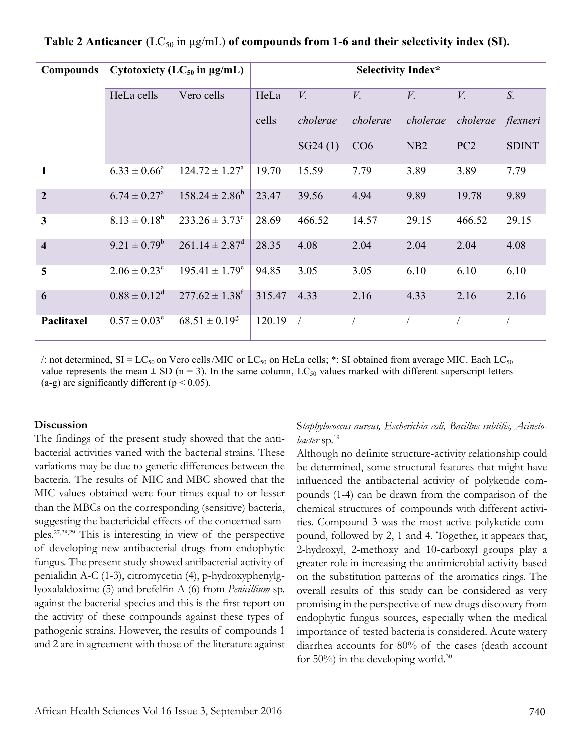**Table 2 Anticancer** ($LC_{50}$ in µg/mL) **of compounds from 1-6 and their selectivity index (SI).**

| Compounds | Cytotoxicity ($LC_{50}$ in µg/mL) | | Selectivity Index* | | | | | |
|---|---|---|---|---|---|---|---|---|
| | HeLa cells | Vero cells | HeLa cells | *V. cholerae* SG24 (1) | *V. cholerae* CO6 | *V. cholerae* NB2 | *V. cholerae* PC2 | *S. flexneri* SDINT |
| **1** | $6.33 \pm 0.66^{a}$ | $124.72 \pm 1.27^{a}$ | 19.70 | 15.59 | 7.79 | 3.89 | 3.89 | 7.79 |
| **2** | $6.74 \pm 0.27^{a}$ | $158.24 \pm 2.86^{b}$ | 23.47 | 39.56 | 4.94 | 9.89 | 19.78 | 9.89 |
| **3** | $8.13 \pm 0.18^{b}$ | $233.26 \pm 3.73^{c}$ | 28.69 | 466.52 | 14.57 | 29.15 | 466.52 | 29.15 |
| **4** | $9.21 \pm 0.79^{b}$ | $261.14 \pm 2.87^{d}$ | 28.35 | 4.08 | 2.04 | 2.04 | 2.04 | 4.08 |
| **5** | $2.06 \pm 0.23^{c}$ | $195.41 \pm 1.79^{e}$ | 94.85 | 3.05 | 3.05 | 6.10 | 6.10 | 6.10 |
| **6** | $0.88 \pm 0.12^{d}$ | $277.62 \pm 1.38^{f}$ | 315.47 | 4.33 | 2.16 | 4.33 | 2.16 | 2.16 |
| **Paclitaxel** | $0.57 \pm 0.03^{e}$ | $68.51 \pm 0.19^{g}$ | 120.19 | / | / | / | / | / |

/: not determined, SI = $LC_{50}$ on Vero cells /MIC or $LC_{50}$ on HeLa cells; *: SI obtained from average MIC. Each $LC_{50}$ value represents the mean ± SD (n = 3). In the same column, $LC_{50}$ values marked with different superscript letters (a-g) are significantly different ($p < 0.05$).

## Discussion

The findings of the present study showed that the antibacterial activities varied with the bacterial strains. These variations may be due to genetic differences between the bacteria. The results of MIC and MBC showed that the MIC values obtained were four times equal to or lesser than the MBCs on the corresponding (sensitive) bacteria, suggesting the bactericidal effects of the concerned samples.[27,28,29] This is interesting in view of the perspective of developing new antibacterial drugs from endophytic fungus. The present study showed antibacterial activity of penialidin A-C (1-3), citromycetin (4), p-hydroxyphenylglyoxalaldoxime (5) and brefelfin A (6) from *Penicillium* sp. against the bacterial species and this is the first report on the activity of these compounds against these types of pathogenic strains. However, the results of compounds 1 and 2 are in agreement with those of the literature against S*taphylococcus aureus, Escherichia coli, Bacillus subtilis, Acinetobacter* sp.[19]

Although no definite structure-activity relationship could be determined, some structural features that might have influenced the antibacterial activity of polyketide compounds (1-4) can be drawn from the comparison of the chemical structures of compounds with different activities. Compound 3 was the most active polyketide compound, followed by 2, 1 and 4. Together, it appears that, 2-hydroxyl, 2-methoxy and 10-carboxyl groups play a greater role in increasing the antimicrobial activity based on the substitution patterns of the aromatics rings. The overall results of this study can be considered as very promising in the perspective of new drugs discovery from endophytic fungus sources, especially when the medical importance of tested bacteria is considered. Acute watery diarrhea accounts for 80% of the cases (death account for 50%) in the developing world.[30]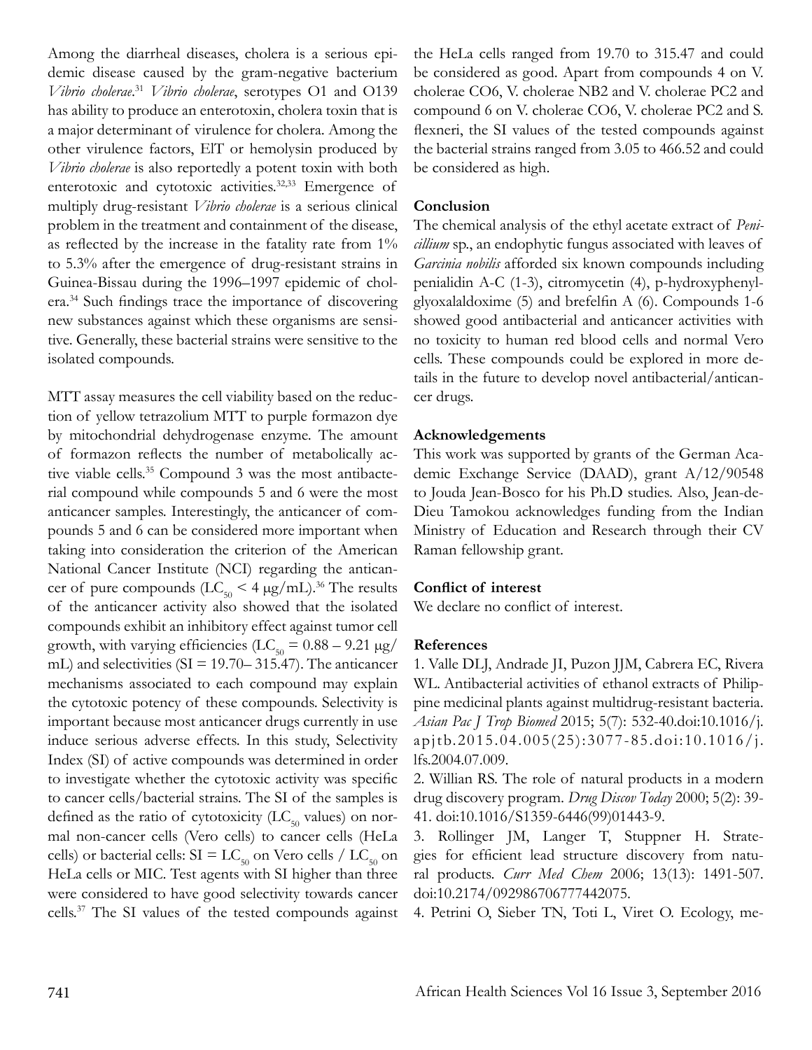Among the diarrheal diseases, cholera is a serious epidemic disease caused by the gram-negative bacterium *Vibrio cholerae*.[31] *Vibrio cholerae*, serotypes O1 and O139 has ability to produce an enterotoxin, cholera toxin that is a major determinant of virulence for cholera. Among the other virulence factors, ElT or hemolysin produced by *Vibrio cholerae* is also reportedly a potent toxin with both enterotoxic and cytotoxic activities.[32,33] Emergence of multiply drug-resistant *Vibrio cholerae* is a serious clinical problem in the treatment and containment of the disease, as reflected by the increase in the fatality rate from 1% to 5.3% after the emergence of drug-resistant strains in Guinea-Bissau during the 1996–1997 epidemic of cholera.[34] Such findings trace the importance of discovering new substances against which these organisms are sensitive. Generally, these bacterial strains were sensitive to the isolated compounds.

MTT assay measures the cell viability based on the reduction of yellow tetrazolium MTT to purple formazon dye by mitochondrial dehydrogenase enzyme. The amount of formazon reflects the number of metabolically active viable cells.[35] Compound 3 was the most antibacterial compound while compounds 5 and 6 were the most anticancer samples. Interestingly, the anticancer of compounds 5 and 6 can be considered more important when taking into consideration the criterion of the American National Cancer Institute (NCI) regarding the anticancer of pure compounds ($LC_{50}$ < 4 μg/mL).[36] The results of the anticancer activity also showed that the isolated compounds exhibit an inhibitory effect against tumor cell growth, with varying efficiencies ($LC_{50}$ = 0.88 – 9.21 μg/mL) and selectivities (SI = 19.70– 315.47). The anticancer mechanisms associated to each compound may explain the cytotoxic potency of these compounds. Selectivity is important because most anticancer drugs currently in use induce serious adverse effects. In this study, Selectivity Index (SI) of active compounds was determined in order to investigate whether the cytotoxic activity was specific to cancer cells/bacterial strains. The SI of the samples is defined as the ratio of cytotoxicity ($LC_{50}$ values) on normal non-cancer cells (Vero cells) to cancer cells (HeLa cells) or bacterial cells: SI = $LC_{50}$ on Vero cells / $LC_{50}$ on HeLa cells or MIC. Test agents with SI higher than three were considered to have good selectivity towards cancer cells.[37] The SI values of the tested compounds against the HeLa cells ranged from 19.70 to 315.47 and could be considered as good. Apart from compounds 4 on V. cholerae CO6, V. cholerae NB2 and V. cholerae PC2 and compound 6 on V. cholerae CO6, V. cholerae PC2 and S. flexneri, the SI values of the tested compounds against the bacterial strains ranged from 3.05 to 466.52 and could be considered as high.

## Conclusion

The chemical analysis of the ethyl acetate extract of *Penicillium* sp., an endophytic fungus associated with leaves of *Garcinia nobilis* afforded six known compounds including penialidin A-C (1-3), citromycetin (4), p-hydroxyphenylglyoxalaldoxime (5) and brefelfin A (6). Compounds 1-6 showed good antibacterial and anticancer activities with no toxicity to human red blood cells and normal Vero cells. These compounds could be explored in more details in the future to develop novel antibacterial/anticancer drugs.

## Acknowledgements

This work was supported by grants of the German Academic Exchange Service (DAAD), grant A/12/90548 to Jouda Jean-Bosco for his Ph.D studies. Also, Jean-de-Dieu Tamokou acknowledges funding from the Indian Ministry of Education and Research through their CV Raman fellowship grant.

## Conflict of interest

We declare no conflict of interest.

## References

1. Valle DLJ, Andrade JI, Puzon JJM, Cabrera EC, Rivera WL. Antibacterial activities of ethanol extracts of Philippine medicinal plants against multidrug-resistant bacteria. *Asian Pac J Trop Biomed* 2015; 5(7): 532-40.doi:10.1016/j.apjtb.2015.04.005(25):3077-85.doi:10.1016/j.lfs.2004.07.009.
2. Willian RS. The role of natural products in a modern drug discovery program. *Drug Discov Today* 2000; 5(2): 39-41. doi:10.1016/S1359-6446(99)01443-9.
3. Rollinger JM, Langer T, Stuppner H. Strategies for efficient lead structure discovery from natural products. *Curr Med Chem* 2006; 13(13): 1491-507. doi:10.2174/092986706777442075.
4. Petrini O, Sieber TN, Toti L, Viret O. Ecology, me-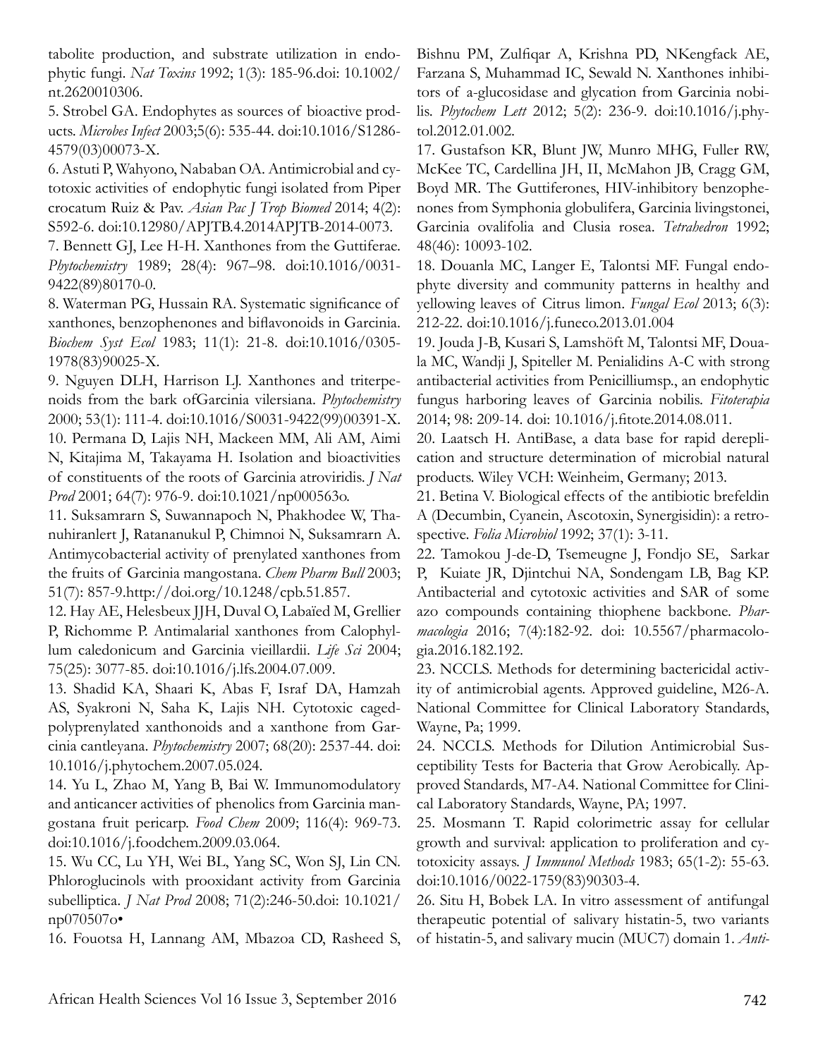tabolite production, and substrate utilization in endophytic fungi. *Nat Toxins* 1992; 1(3): 185-96.doi: 10.1002/nt.2620010306.

5. Strobel GA. Endophytes as sources of bioactive products. *Microbes Infect* 2003;5(6): 535-44. doi:10.1016/S1286-4579(03)00073-X.

6. Astuti P, Wahyono, Nababan OA. Antimicrobial and cytotoxic activities of endophytic fungi isolated from Piper crocatum Ruiz & Pav. *Asian Pac J Trop Biomed* 2014; 4(2): S592-6. doi:10.12980/APJTB.4.2014APJTB-2014-0073.

7. Bennett GJ, Lee H-H. Xanthones from the Guttiferae. *Phytochemistry* 1989; 28(4): 967–98. doi:10.1016/0031-9422(89)80170-0.

8. Waterman PG, Hussain RA. Systematic significance of xanthones, benzophenones and biflavonoids in Garcinia. *Biochem Syst Ecol* 1983; 11(1): 21-8. doi:10.1016/0305-1978(83)90025-X.

9. Nguyen DLH, Harrison LJ. Xanthones and triterpenoids from the bark ofGarcinia vilersiana. *Phytochemistry* 2000; 53(1): 111-4. doi:10.1016/S0031-9422(99)00391-X.

10. Permana D, Lajis NH, Mackeen MM, Ali AM, Aimi N, Kitajima M, Takayama H. Isolation and bioactivities of constituents of the roots of Garcinia atroviridis. *J Nat Prod* 2001; 64(7): 976-9. doi:10.1021/np000563o.

11. Suksamrarn S, Suwannapoch N, Phakhodee W, Thanuhiranlert J, Ratananukul P, Chimnoi N, Suksamrarn A. Antimycobacterial activity of prenylated xanthones from the fruits of Garcinia mangostana. *Chem Pharm Bull* 2003; 51(7): 857-9.http://doi.org/10.1248/cpb.51.857.

12. Hay AE, Helesbeux JJH, Duval O, Labaïed M, Grellier P, Richomme P. Antimalarial xanthones from Calophyllum caledonicum and Garcinia vieillardii. *Life Sci* 2004; 75(25): 3077-85. doi:10.1016/j.lfs.2004.07.009.

13. Shadid KA, Shaari K, Abas F, Israf DA, Hamzah AS, Syakroni N, Saha K, Lajis NH. Cytotoxic caged-polyprenylated xanthonoids and a xanthone from Garcinia cantleyana. *Phytochemistry* 2007; 68(20): 2537-44. doi: 10.1016/j.phytochem.2007.05.024.

14. Yu L, Zhao M, Yang B, Bai W. Immunomodulatory and anticancer activities of phenolics from Garcinia mangostana fruit pericarp. *Food Chem* 2009; 116(4): 969-73. doi:10.1016/j.foodchem.2009.03.064.

15. Wu CC, Lu YH, Wei BL, Yang SC, Won SJ, Lin CN. Phloroglucinols with prooxidant activity from Garcinia subelliptica. *J Nat Prod* 2008; 71(2):246-50.doi: 10.1021/np070507o•

16. Fouotsa H, Lannang AM, Mbazoa CD, Rasheed S, Bishnu PM, Zulfiqar A, Krishna PD, NKengfack AE, Farzana S, Muhammad IC, Sewald N. Xanthones inhibitors of a-glucosidase and glycation from Garcinia nobilis. *Phytochem Lett* 2012; 5(2): 236-9. doi:10.1016/j.phytol.2012.01.002.

17. Gustafson KR, Blunt JW, Munro MHG, Fuller RW, McKee TC, Cardellina JH, II, McMahon JB, Cragg GM, Boyd MR. The Guttiferones, HIV-inhibitory benzophenones from Symphonia globulifera, Garcinia livingstonei, Garcinia ovalifolia and Clusia rosea. *Tetrahedron* 1992; 48(46): 10093-102.

18. Douanla MC, Langer E, Talontsi MF. Fungal endophyte diversity and community patterns in healthy and yellowing leaves of Citrus limon. *Fungal Ecol* 2013; 6(3): 212-22. doi:10.1016/j.funeco.2013.01.004

19. Jouda J-B, Kusari S, Lamshöft M, Talontsi MF, Douala MC, Wandji J, Spiteller M. Penialidins A-C with strong antibacterial activities from Penicilliumsp., an endophytic fungus harboring leaves of Garcinia nobilis. *Fitoterapia* 2014; 98: 209-14. doi: 10.1016/j.fitote.2014.08.011.

20. Laatsch H. AntiBase, a data base for rapid dereplication and structure determination of microbial natural products. Wiley VCH: Weinheim, Germany; 2013.

21. Betina V. Biological effects of the antibiotic brefeldin A (Decumbin, Cyanein, Ascotoxin, Synergisidin): a retrospective. *Folia Microbiol* 1992; 37(1): 3-11.

22. Tamokou J-de-D, Tsemeugne J, Fondjo SE, Sarkar P, Kuiate JR, Djintchui NA, Sondengam LB, Bag KP. Antibacterial and cytotoxic activities and SAR of some azo compounds containing thiophene backbone. *Pharmacologia* 2016; 7(4):182-92. doi: 10.5567/pharmacologia.2016.182.192.

23. NCCLS. Methods for determining bactericidal activity of antimicrobial agents. Approved guideline, M26-A. National Committee for Clinical Laboratory Standards, Wayne, Pa; 1999.

24. NCCLS. Methods for Dilution Antimicrobial Susceptibility Tests for Bacteria that Grow Aerobically. Approved Standards, M7-A4. National Committee for Clinical Laboratory Standards, Wayne, PA; 1997.

25. Mosmann T. Rapid colorimetric assay for cellular growth and survival: application to proliferation and cytotoxicity assays. *J Immunol Methods* 1983; 65(1-2): 55-63. doi:10.1016/0022-1759(83)90303-4.

26. Situ H, Bobek LA. In vitro assessment of antifungal therapeutic potential of salivary histatin-5, two variants of histatin-5, and salivary mucin (MUC7) domain 1. *Anti-*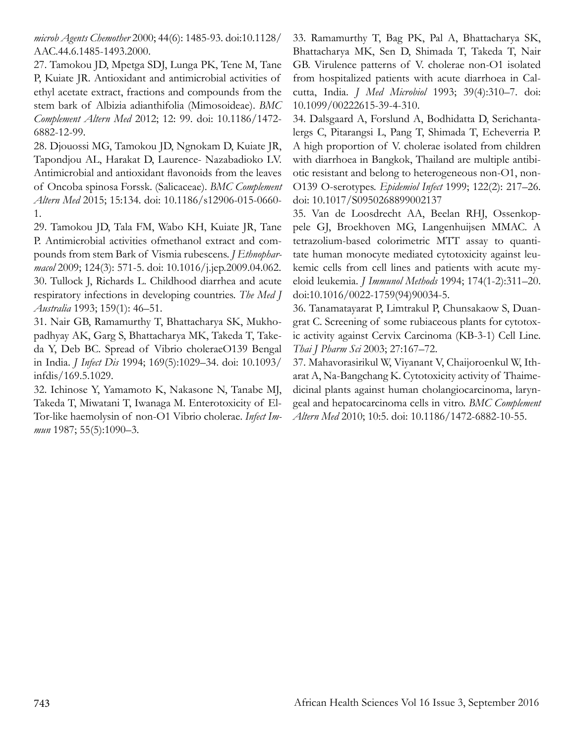*microb Agents Chemother* 2000; 44(6): 1485-93. doi:10.1128/AAC.44.6.1485-1493.2000.

27. Tamokou JD, Mpetga SDJ, Lunga PK, Tene M, Tane P, Kuiate JR. Antioxidant and antimicrobial activities of ethyl acetate extract, fractions and compounds from the stem bark of Albizia adianthifolia (Mimosoideae). *BMC Complement Altern Med* 2012; 12: 99. doi: 10.1186/1472-6882-12-99.

28. Djouossi MG, Tamokou JD, Ngnokam D, Kuiate JR, Tapondjou AL, Harakat D, Laurence- Nazabadioko LV. Antimicrobial and antioxidant flavonoids from the leaves of Oncoba spinosa Forssk. (Salicaceae). *BMC Complement Altern Med* 2015; 15:134. doi: 10.1186/s12906-015-0660-1.

29. Tamokou JD, Tala FM, Wabo KH, Kuiate JR, Tane P. Antimicrobial activities ofmethanol extract and compounds from stem Bark of Vismia rubescens. *J Ethnopharmacol* 2009; 124(3): 571-5. doi: 10.1016/j.jep.2009.04.062.

30. Tullock J, Richards L. Childhood diarrhea and acute respiratory infections in developing countries. *The Med J Australia* 1993; 159(1): 46–51.

31. Nair GB, Ramamurthy T, Bhattacharya SK, Mukhopadhyay AK, Garg S, Bhattacharya MK, Takeda T, Takeda Y, Deb BC. Spread of Vibrio choleraeO139 Bengal in India. *J Infect Dis* 1994; 169(5):1029–34. doi: 10.1093/infdis/169.5.1029.

32. Ichinose Y, Yamamoto K, Nakasone N, Tanabe MJ, Takeda T, Miwatani T, Iwanaga M. Enterotoxicity of El-Tor-like haemolysin of non-O1 Vibrio cholerae. *Infect Immun* 1987; 55(5):1090–3.

33. Ramamurthy T, Bag PK, Pal A, Bhattacharya SK, Bhattacharya MK, Sen D, Shimada T, Takeda T, Nair GB. Virulence patterns of V. cholerae non-O1 isolated from hospitalized patients with acute diarrhoea in Calcutta, India. *J Med Microbiol* 1993; 39(4):310–7. doi: 10.1099/00222615-39-4-310.

34. Dalsgaard A, Forslund A, Bodhidatta D, Serichantalergs C, Pitarangsi L, Pang T, Shimada T, Echeverria P. A high proportion of V. cholerae isolated from children with diarrhoea in Bangkok, Thailand are multiple antibiotic resistant and belong to heterogeneous non-O1, non-O139 O-serotypes. *Epidemiol Infect* 1999; 122(2): 217–26. doi: 10.1017/S0950268899002137

35. Van de Loosdrecht AA, Beelan RHJ, Ossenkoppele GJ, Broekhoven MG, Langenhuijsen MMAC. A tetrazolium-based colorimetric MTT assay to quantitate human monocyte mediated cytotoxicity against leukemic cells from cell lines and patients with acute myeloid leukemia. *J Immunol Methods* 1994; 174(1-2):311–20. doi:10.1016/0022-1759(94)90034-5.

36. Tanamatayarat P, Limtrakul P, Chunsakaow S, Duangrat C. Screening of some rubiaceous plants for cytotoxic activity against Cervix Carcinoma (KB-3-1) Cell Line. *Thai J Pharm Sci* 2003; 27:167–72.

37. Mahavorasirikul W, Viyanant V, Chaijoroenkul W, Itharat A, Na-Bangchang K. Cytotoxicity activity of Thaimedicinal plants against human cholangiocarcinoma, laryngeal and hepatocarcinoma cells in vitro. *BMC Complement Altern Med* 2010; 10:5. doi: 10.1186/1472-6882-10-55.